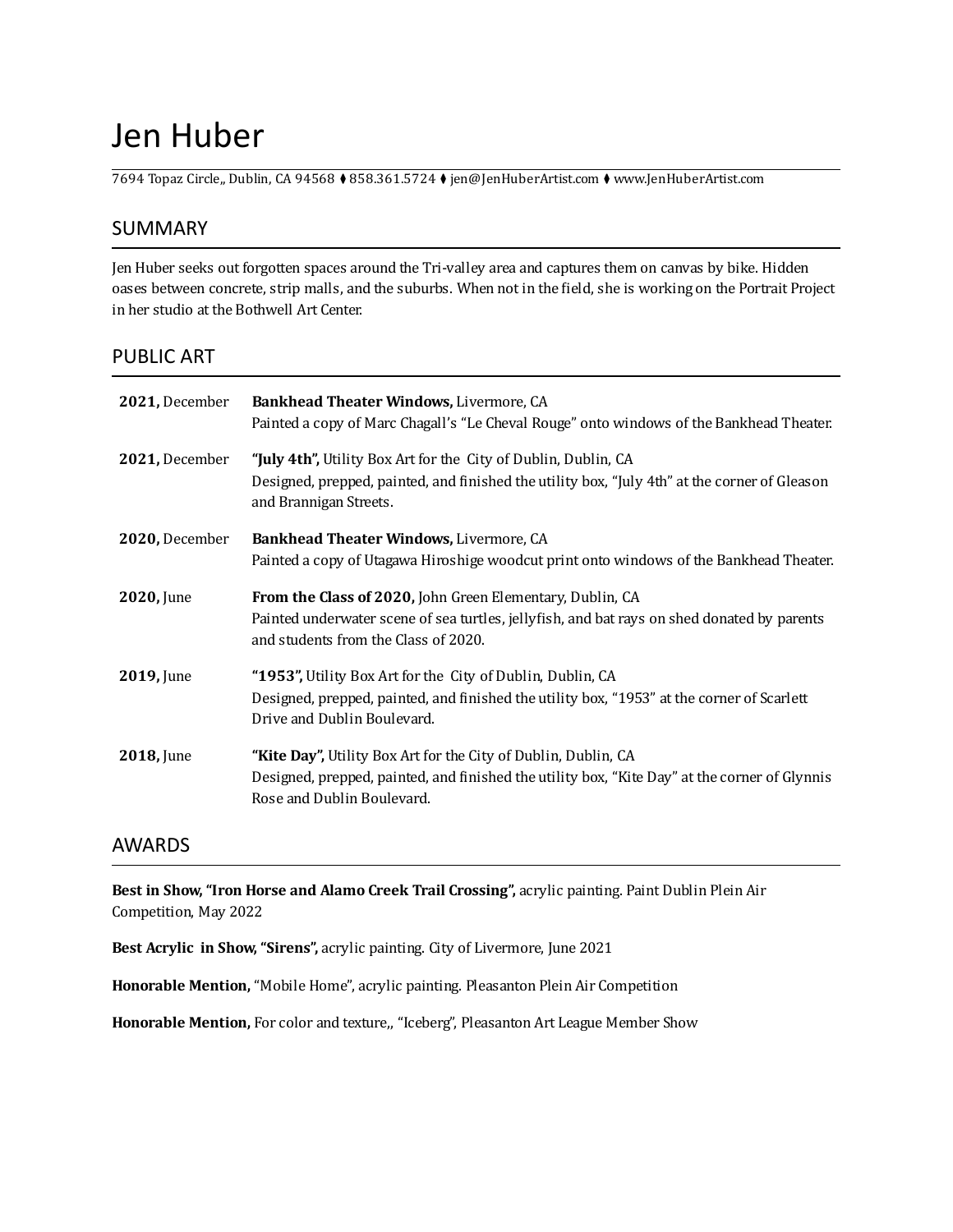# Jen Huber

7694 Topaz Circle,, Dublin, CA 94568 ⧫ 858.361.5724 ⧫ jen@JenHuberArtist.com ⧫ www.JenHuberArtist.com

## SUMMARY

Jen Huber seeks out forgotten spaces around the Tri-valley area and captures them on canvas by bike. Hidden oases between concrete, strip malls, and the suburbs. When not in the field, she is working on the Portrait Project in her studio at the Bothwell Art Center.

## PUBLIC ART

| | |
|---|---|
| **2021,** December | **Bankhead Theater Windows,** Livermore, CA<br>Painted a copy of Marc Chagall's "Le Cheval Rouge" onto windows of the Bankhead Theater. |
| **2021,** December | **"July 4th",** Utility Box Art for the City of Dublin, Dublin, CA<br>Designed, prepped, painted, and finished the utility box, "July 4th" at the corner of Gleason and Brannigan Streets. |
| **2020,** December | **Bankhead Theater Windows,** Livermore, CA<br>Painted a copy of Utagawa Hiroshige woodcut print onto windows of the Bankhead Theater. |
| **2020,** June | **From the Class of 2020,** John Green Elementary, Dublin, CA<br>Painted underwater scene of sea turtles, jellyfish, and bat rays on shed donated by parents and students from the Class of 2020. |
| **2019,** June | **"1953",** Utility Box Art for the City of Dublin, Dublin, CA<br>Designed, prepped, painted, and finished the utility box, "1953" at the corner of Scarlett Drive and Dublin Boulevard. |
| **2018,** June | **"Kite Day",** Utility Box Art for the City of Dublin, Dublin, CA<br>Designed, prepped, painted, and finished the utility box, "Kite Day" at the corner of Glynnis Rose and Dublin Boulevard. |

## AWARDS

**Best in Show, "Iron Horse and Alamo Creek Trail Crossing",** acrylic painting. Paint Dublin Plein Air Competition, May 2022

**Best Acrylic in Show, "Sirens",** acrylic painting. City of Livermore, June 2021

**Honorable Mention,** "Mobile Home", acrylic painting. Pleasanton Plein Air Competition

**Honorable Mention,** For color and texture,, "Iceberg", Pleasanton Art League Member Show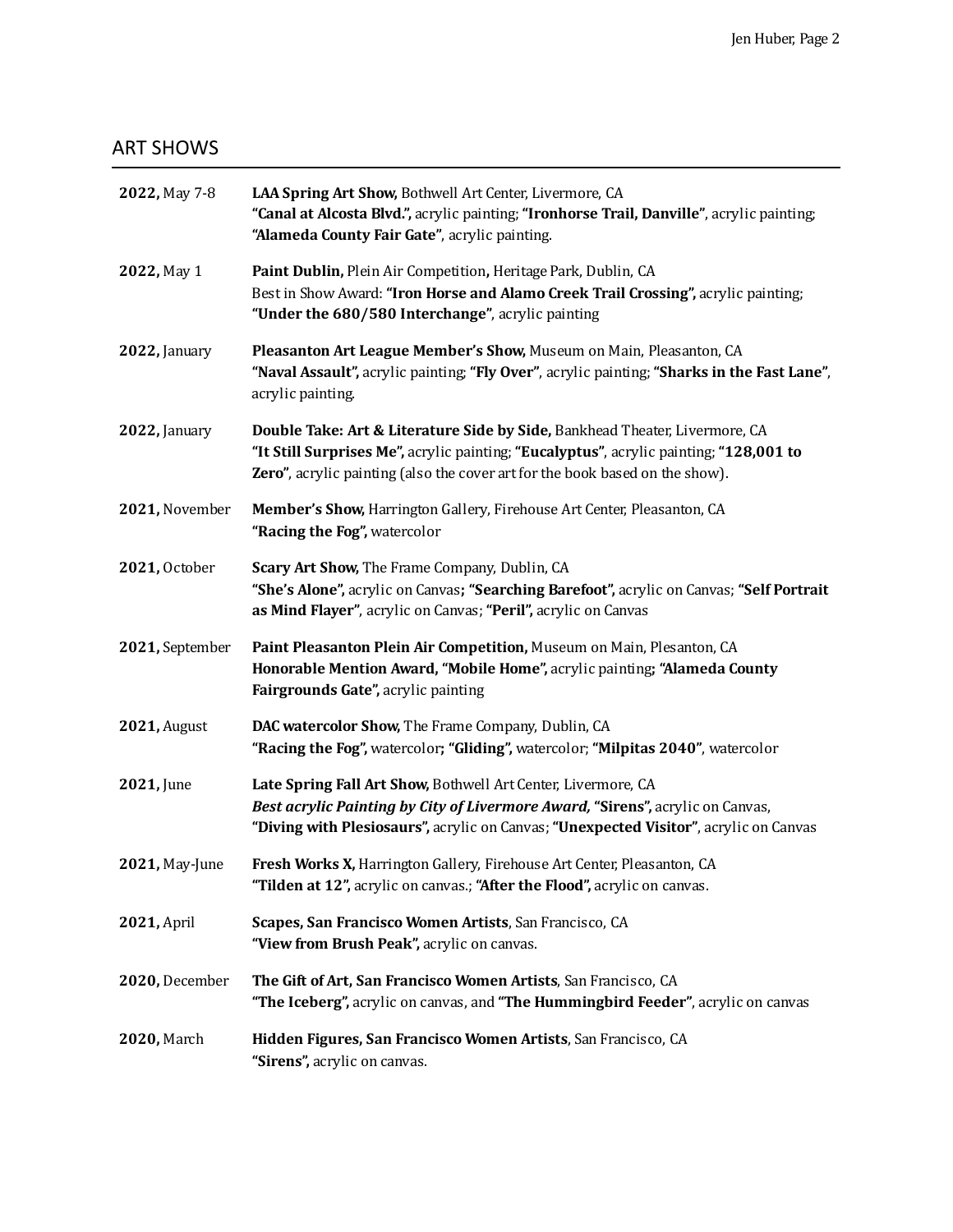## ART SHOWS

| | |
|---|---|
| **2022,** May 7-8 | **LAA Spring Art Show,** Bothwell Art Center, Livermore, CA<br>**"Canal at Alcosta Blvd.",** acrylic painting; **"Ironhorse Trail, Danville"**, acrylic painting; **"Alameda County Fair Gate"**, acrylic painting. |
| **2022,** May 1 | **Paint Dublin,** Plein Air Competition**,** Heritage Park, Dublin, CA<br>Best in Show Award: **"Iron Horse and Alamo Creek Trail Crossing",** acrylic painting; **"Under the 680/580 Interchange"**, acrylic painting |
| **2022,** January | **Pleasanton Art League Member's Show,** Museum on Main, Pleasanton, CA<br>**"Naval Assault",** acrylic painting; **"Fly Over"**, acrylic painting; **"Sharks in the Fast Lane"**, acrylic painting. |
| **2022,** January | **Double Take: Art & Literature Side by Side,** Bankhead Theater, Livermore, CA<br>**"It Still Surprises Me",** acrylic painting; **"Eucalyptus"**, acrylic painting; **"128,001 to Zero"**, acrylic painting (also the cover art for the book based on the show). |
| **2021,** November | **Member's Show,** Harrington Gallery, Firehouse Art Center, Pleasanton, CA<br>**"Racing the Fog",** watercolor |
| **2021,** October | **Scary Art Show,** The Frame Company, Dublin, CA<br>**"She's Alone",** acrylic on Canvas**; "Searching Barefoot",** acrylic on Canvas; **"Self Portrait as Mind Flayer"**, acrylic on Canvas; **"Peril",** acrylic on Canvas |
| **2021,** September | **Paint Pleasanton Plein Air Competition,** Museum on Main, Plesanton, CA<br>**Honorable Mention Award, "Mobile Home",** acrylic painting**; "Alameda County Fairgrounds Gate",** acrylic painting |
| **2021,** August | **DAC watercolor Show,** The Frame Company, Dublin, CA<br>**"Racing the Fog",** watercolor**; "Gliding",** watercolor; **"Milpitas 2040"**, watercolor |
| **2021,** June | **Late Spring Fall Art Show,** Bothwell Art Center, Livermore, CA<br>***Best acrylic Painting by City of Livermore Award,* "Sirens",** acrylic on Canvas, **"Diving with Plesiosaurs",** acrylic on Canvas; **"Unexpected Visitor"**, acrylic on Canvas |
| **2021,** May-June | **Fresh Works X,** Harrington Gallery, Firehouse Art Center, Pleasanton, CA<br>**"Tilden at 12",** acrylic on canvas.; **"After the Flood",** acrylic on canvas. |
| **2021,** April | **Scapes, San Francisco Women Artists**, San Francisco, CA<br>**"View from Brush Peak",** acrylic on canvas. |
| **2020,** December | **The Gift of Art, San Francisco Women Artists**, San Francisco, CA<br>**"The Iceberg",** acrylic on canvas, and **"The Hummingbird Feeder"**, acrylic on canvas |
| **2020,** March | **Hidden Figures, San Francisco Women Artists**, San Francisco, CA<br>**"Sirens",** acrylic on canvas. |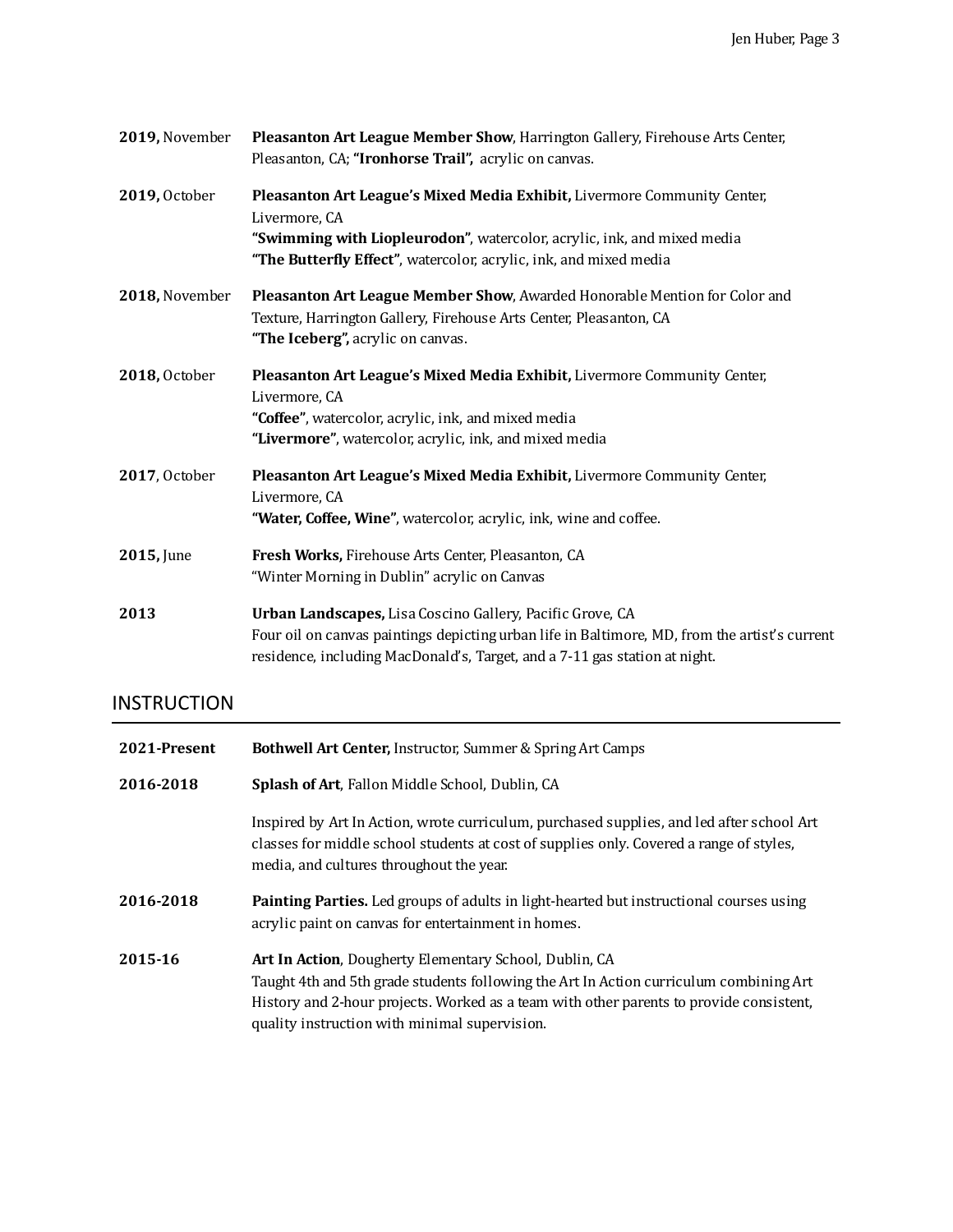**2019,** November — **Pleasanton Art League Member Show**, Harrington Gallery, Firehouse Arts Center, Pleasanton, CA; **"Ironhorse Trail",** acrylic on canvas.

**2019,** October — **Pleasanton Art League's Mixed Media Exhibit,** Livermore Community Center, Livermore, CA
**"Swimming with Liopleurodon"**, watercolor, acrylic, ink, and mixed media
**"The Butterfly Effect"**, watercolor, acrylic, ink, and mixed media

**2018,** November — **Pleasanton Art League Member Show**, Awarded Honorable Mention for Color and Texture, Harrington Gallery, Firehouse Arts Center, Pleasanton, CA
**"The Iceberg",** acrylic on canvas.

**2018,** October — **Pleasanton Art League's Mixed Media Exhibit,** Livermore Community Center, Livermore, CA
**"Coffee"**, watercolor, acrylic, ink, and mixed media
**"Livermore"**, watercolor, acrylic, ink, and mixed media

**2017**, October — **Pleasanton Art League's Mixed Media Exhibit,** Livermore Community Center, Livermore, CA
**"Water, Coffee, Wine"**, watercolor, acrylic, ink, wine and coffee.

**2015,** June — **Fresh Works,** Firehouse Arts Center, Pleasanton, CA
"Winter Morning in Dublin" acrylic on Canvas

**2013** — **Urban Landscapes,** Lisa Coscino Gallery, Pacific Grove, CA
Four oil on canvas paintings depicting urban life in Baltimore, MD, from the artist's current residence, including MacDonald's, Target, and a 7-11 gas station at night.

## INSTRUCTION

**2021-Present** — **Bothwell Art Center,** Instructor, Summer & Spring Art Camps

**2016-2018** — **Splash of Art**, Fallon Middle School, Dublin, CA

Inspired by Art In Action, wrote curriculum, purchased supplies, and led after school Art classes for middle school students at cost of supplies only. Covered a range of styles, media, and cultures throughout the year.

**2016-2018** — **Painting Parties.** Led groups of adults in light-hearted but instructional courses using acrylic paint on canvas for entertainment in homes.

**2015-16** — **Art In Action**, Dougherty Elementary School, Dublin, CA
Taught 4th and 5th grade students following the Art In Action curriculum combining Art History and 2-hour projects. Worked as a team with other parents to provide consistent, quality instruction with minimal supervision.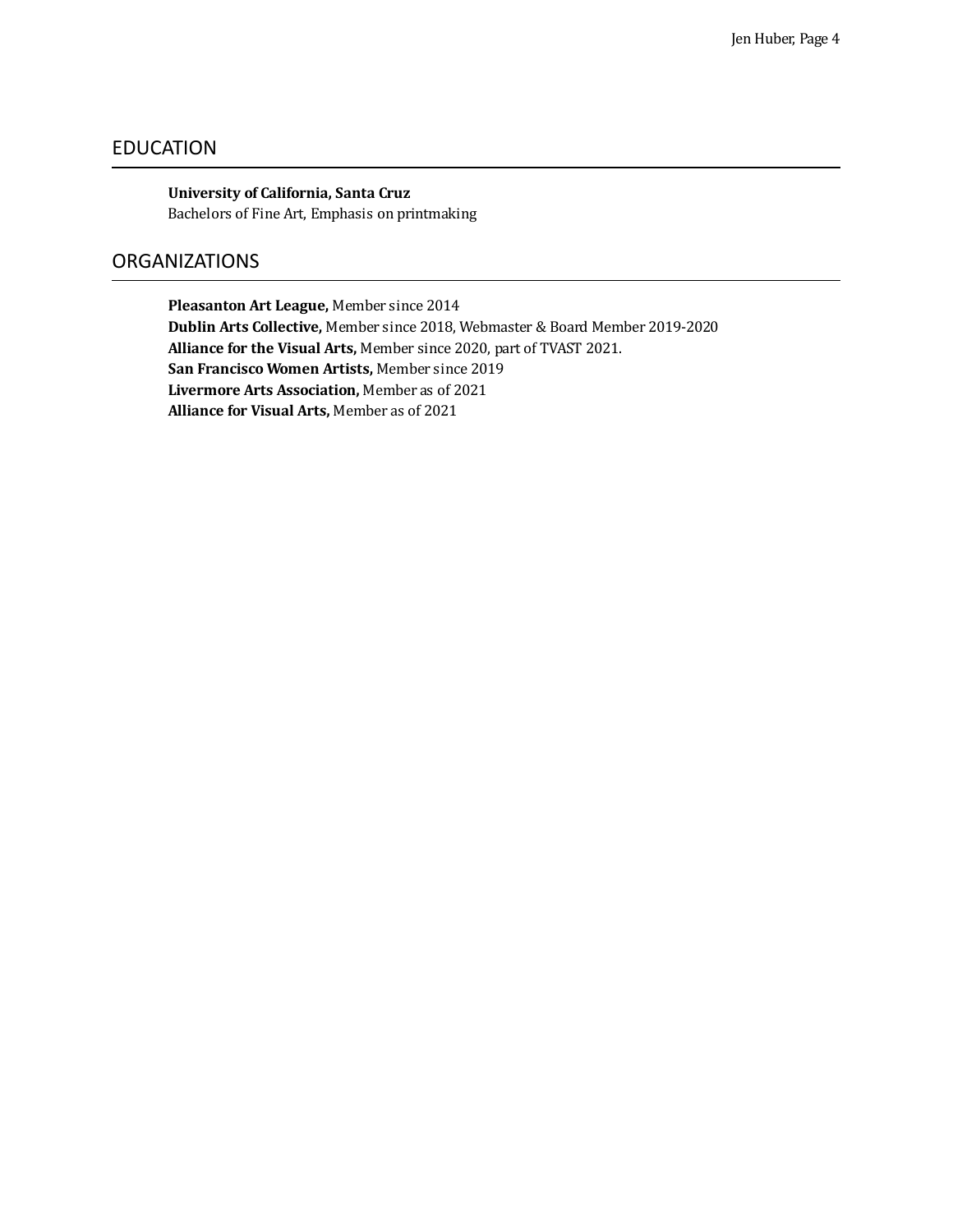## EDUCATION

**University of California, Santa Cruz**
Bachelors of Fine Art, Emphasis on printmaking

## ORGANIZATIONS

**Pleasanton Art League,** Member since 2014
**Dublin Arts Collective,** Member since 2018, Webmaster & Board Member 2019-2020
**Alliance for the Visual Arts,** Member since 2020, part of TVAST 2021.
**San Francisco Women Artists,** Member since 2019
**Livermore Arts Association,** Member as of 2021
**Alliance for Visual Arts,** Member as of 2021